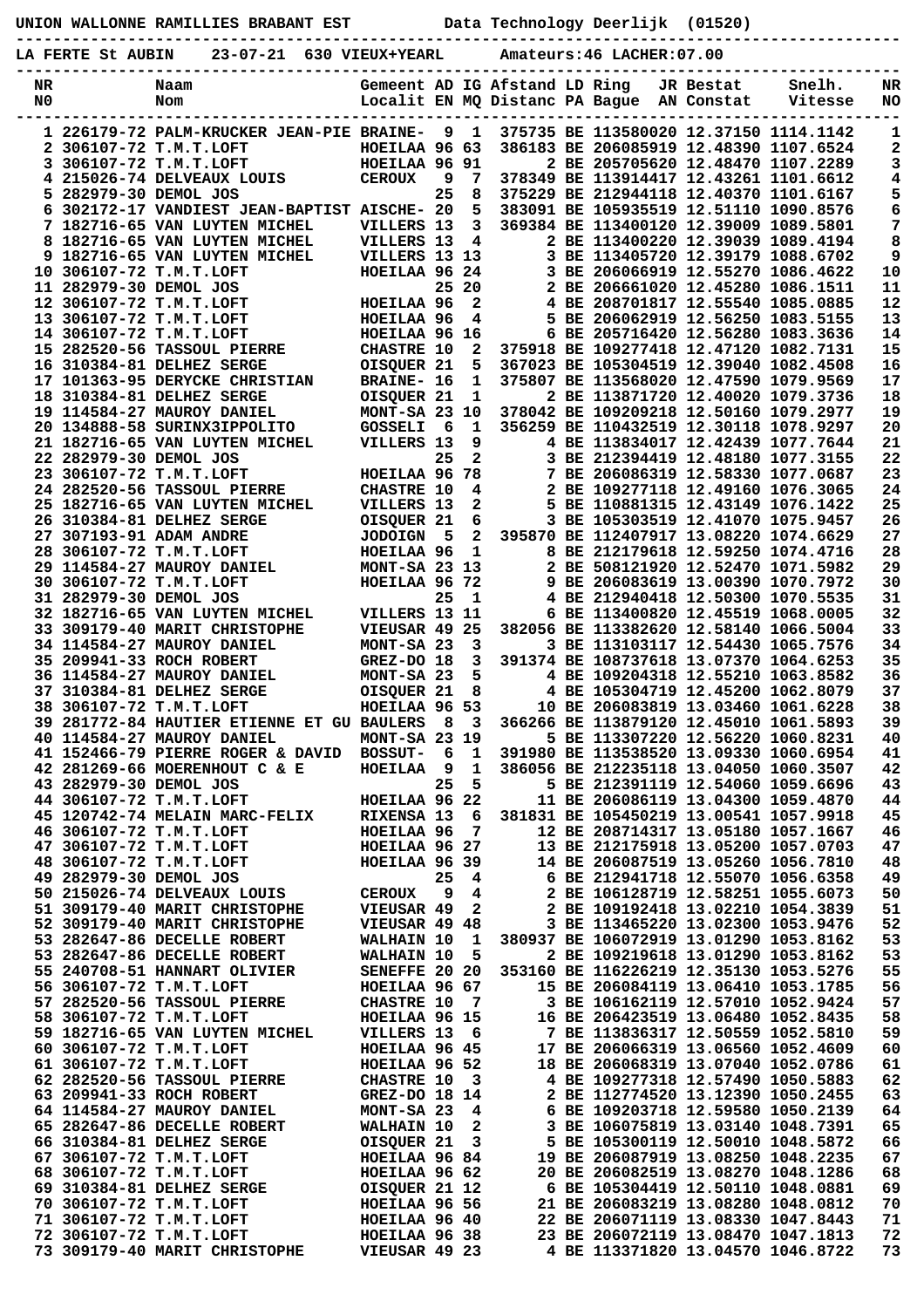**UNION WALLONNE RAMILLIES BRABANT EST** &nbsp;&nbsp;&nbsp;&nbsp;&nbsp;&nbsp;&nbsp;&nbsp; **Data Technology Deerlijk (01520)**

**LA FERTE St AUBIN &nbsp;&nbsp; 23-07-21 &nbsp; 630 VIEUX+YEARL &nbsp;&nbsp;&nbsp;&nbsp;&nbsp; Amateurs:46 LACHER:07.00**

| NR N0 | | Naam Nom | Gemeent Localit | AD EN | IG MQ | Afstand Distanc | LD PA | Ring Bague | JR AN | Bestat Constat | Snelh. Vitesse | NR NO |
|---|---|---|---|---|---|---|---|---|---|---|---|---|
| 1 | 226179-72 | PALM-KRUCKER JEAN-PIE | BRAINE- | 9 | 1 | 375735 | BE | 1135800 | 20 | 12.37150 | 1114.1142 | 1 |
| 2 | 306107-72 | T.M.T.LOFT | HOEILAA | 96 | 63 | 386183 | BE | 2060859 | 19 | 12.48390 | 1107.6524 | 2 |
| 3 | 306107-72 | T.M.T.LOFT | HOEILAA | 96 | 91 | 2 | BE | 2057056 | 20 | 12.48470 | 1107.2289 | 3 |
| 4 | 215026-74 | DELVEAUX LOUIS | CEROUX | 9 | 7 | 378349 | BE | 1139144 | 17 | 12.43261 | 1101.6612 | 4 |
| 5 | 282979-30 | DEMOL JOS | | 25 | 8 | 375229 | BE | 2129441 | 18 | 12.40370 | 1101.6167 | 5 |
| 6 | 302172-17 | VANDIEST JEAN-BAPTIST | AISCHE- | 20 | 5 | 383091 | BE | 1059355 | 19 | 12.51110 | 1090.8576 | 6 |
| 7 | 182716-65 | VAN LUYTEN MICHEL | VILLERS | 13 | 3 | 369384 | BE | 1134001 | 20 | 12.39090 | 1089.5801 | 7 |
| 8 | 182716-65 | VAN LUYTEN MICHEL | VILLERS | 13 | 4 | 2 | BE | 1134002 | 20 | 12.39039 | 1089.4194 | 8 |
| 9 | 182716-65 | VAN LUYTEN MICHEL | VILLERS | 13 | 13 | 3 | BE | 1134057 | 20 | 12.39179 | 1088.6702 | 9 |
| 10 | 306107-72 | T.M.T.LOFT | HOEILAA | 96 | 24 | 3 | BE | 2060669 | 19 | 12.55270 | 1086.4622 | 10 |
| 11 | 282979-30 | DEMOL JOS | | 25 | 20 | 2 | BE | 2066610 | 20 | 12.45280 | 1086.1511 | 11 |
| 12 | 306107-72 | T.M.T.LOFT | HOEILAA | 96 | 2 | 4 | BE | 2087018 | 17 | 12.55540 | 1085.0885 | 12 |
| 13 | 306107-72 | T.M.T.LOFT | HOEILAA | 96 | 4 | 5 | BE | 2060629 | 19 | 12.56250 | 1083.5155 | 13 |
| 14 | 306107-72 | T.M.T.LOFT | HOEILAA | 96 | 16 | 6 | BE | 2057164 | 20 | 12.56280 | 1083.3636 | 14 |
| 15 | 282520-56 | TASSOUL PIERRE | CHASTRE | 10 | 2 | 375918 | BE | 1092774 | 18 | 12.47120 | 1082.7131 | 15 |
| 16 | 310384-81 | DELHEZ SERGE | OISQUER | 21 | 5 | 367023 | BE | 1053045 | 19 | 12.39040 | 1082.4508 | 16 |
| 17 | 101363-95 | DERYCKE CHRISTIAN | BRAINE- | 16 | 1 | 375807 | BE | 1135680 | 20 | 12.47590 | 1079.9569 | 17 |
| 18 | 310384-81 | DELHEZ SERGE | OISQUER | 21 | 1 | 2 | BE | 1138717 | 20 | 12.40020 | 1079.3736 | 18 |
| 19 | 114584-27 | MAUROY DANIEL | MONT-SA | 23 | 10 | 378042 | BE | 1092092 | 18 | 12.50160 | 1079.2977 | 19 |
| 20 | 134888-58 | SURINX3IPPOLITO | GOSSELI | 6 | 1 | 356259 | BE | 1104325 | 19 | 12.30118 | 1078.9297 | 20 |
| 21 | 182716-65 | VAN LUYTEN MICHEL | VILLERS | 13 | 9 | 4 | BE | 1138340 | 17 | 12.42439 | 1077.7644 | 21 |
| 22 | 282979-30 | DEMOL JOS | | 25 | 2 | 3 | BE | 2123944 | 19 | 12.48180 | 1077.3155 | 22 |
| 23 | 306107-72 | T.M.T.LOFT | HOEILAA | 96 | 78 | 7 | BE | 2060863 | 19 | 12.58330 | 1077.0687 | 23 |
| 24 | 282520-56 | TASSOUL PIERRE | CHASTRE | 10 | 4 | 2 | BE | 1092777 | 18 | 12.49160 | 1076.3065 | 24 |
| 25 | 182716-65 | VAN LUYTEN MICHEL | VILLERS | 13 | 2 | 5 | BE | 1108813 | 15 | 12.43149 | 1076.1422 | 25 |
| 26 | 310384-81 | DELHEZ SERGE | OISQUER | 21 | 6 | 3 | BE | 1053030 | 19 | 12.41070 | 1075.9457 | 26 |
| 27 | 307193-91 | ADAM ANDRE | JODOIGN | 5 | 2 | 395870 | BE | 1124079 | 17 | 13.08220 | 1074.6629 | 27 |
| 28 | 306107-72 | T.M.T.LOFT | HOEILAA | 96 | 1 | 8 | BE | 2121796 | 18 | 12.59250 | 1074.4716 | 28 |
| 29 | 114584-27 | MAUROY DANIEL | MONT-SA | 23 | 13 | 2 | BE | 5081219 | 20 | 12.52470 | 1071.5982 | 29 |
| 30 | 306107-72 | T.M.T.LOFT | HOEILAA | 96 | 72 | 9 | BE | 2060836 | 19 | 13.00390 | 1070.7972 | 30 |
| 31 | 282979-30 | DEMOL JOS | | 25 | 1 | 4 | BE | 2129404 | 18 | 12.50300 | 1070.5535 | 31 |
| 32 | 182716-65 | VAN LUYTEN MICHEL | VILLERS | 13 | 11 | 6 | BE | 1134008 | 20 | 12.45519 | 1068.0005 | 32 |
| 33 | 309179-40 | MARIT CHRISTOPHE | VIEUSAR | 49 | 25 | 382056 | BE | 1133826 | 20 | 12.58140 | 1066.5004 | 33 |
| 34 | 114584-27 | MAUROY DANIEL | MONT-SA | 23 | 3 | 3 | BE | 1131031 | 17 | 12.54430 | 1065.7576 | 34 |
| 35 | 209941-33 | ROCH ROBERT | GREZ-DO | 18 | 3 | 391374 | BE | 1087376 | 18 | 13.07370 | 1064.6253 | 35 |
| 36 | 114584-27 | MAUROY DANIEL | MONT-SA | 23 | 5 | 4 | BE | 1092043 | 18 | 12.55210 | 1063.8582 | 36 |
| 37 | 310384-81 | DELHEZ SERGE | OISQUER | 21 | 8 | 4 | BE | 1053047 | 19 | 12.45200 | 1062.8079 | 37 |
| 38 | 306107-72 | T.M.T.LOFT | HOEILAA | 96 | 53 | 10 | BE | 2060838 | 19 | 13.03460 | 1061.6228 | 38 |
| 39 | 281772-84 | HAUTIER ETIENNE ET GU | BAULERS | 8 | 3 | 366266 | BE | 1138791 | 20 | 12.45010 | 1061.5893 | 39 |
| 40 | 114584-27 | MAUROY DANIEL | MONT-SA | 23 | 19 | 5 | BE | 1133072 | 20 | 12.56220 | 1060.8231 | 40 |
| 41 | 152466-79 | PIERRE ROGER & DAVID | BOSSUT- | 6 | 1 | 391980 | BE | 1135385 | 20 | 13.09330 | 1060.6954 | 41 |
| 42 | 281269-66 | MOERENHOUT C & E | HOEILAA | 9 | 1 | 386056 | BE | 2122351 | 18 | 13.04050 | 1060.3507 | 42 |
| 43 | 282979-30 | DEMOL JOS | | 25 | 5 | 5 | BE | 2123911 | 19 | 12.54060 | 1059.6696 | 43 |
| 44 | 306107-72 | T.M.T.LOFT | HOEILAA | 96 | 22 | 11 | BE | 2060861 | 19 | 13.04300 | 1059.4870 | 44 |
| 45 | 120742-74 | MELAIN MARC-FELIX | RIXENSA | 13 | 6 | 381831 | BE | 1054502 | 19 | 13.00541 | 1057.9918 | 45 |
| 46 | 306107-72 | T.M.T.LOFT | HOEILAA | 96 | 7 | 12 | BE | 2087143 | 17 | 13.05180 | 1057.1667 | 46 |
| 47 | 306107-72 | T.M.T.LOFT | HOEILAA | 96 | 27 | 13 | BE | 2121759 | 18 | 13.05200 | 1057.0703 | 47 |
| 48 | 306107-72 | T.M.T.LOFT | HOEILAA | 96 | 39 | 14 | BE | 2060875 | 19 | 13.05260 | 1056.7810 | 48 |
| 49 | 282979-30 | DEMOL JOS | | 25 | 4 | 6 | BE | 2129417 | 18 | 12.55070 | 1056.6358 | 49 |
| 50 | 215026-74 | DELVEAUX LOUIS | CEROUX | 9 | 4 | 2 | BE | 1061287 | 19 | 12.58251 | 1055.6073 | 50 |
| 51 | 309179-40 | MARIT CHRISTOPHE | VIEUSAR | 49 | 2 | 2 | BE | 1091924 | 18 | 13.02210 | 1054.3839 | 51 |
| 52 | 309179-40 | MARIT CHRISTOPHE | VIEUSAR | 49 | 48 | 3 | BE | 1134652 | 20 | 13.02300 | 1053.9476 | 52 |
| 53 | 282647-86 | DECELLE ROBERT | WALHAIN | 10 | 1 | 380937 | BE | 1060729 | 19 | 13.01290 | 1053.8162 | 53 |
| 53 | 282647-86 | DECELLE ROBERT | WALHAIN | 10 | 5 | 2 | BE | 1092196 | 18 | 13.01290 | 1053.8162 | 53 |
| 55 | 240708-51 | HANNART OLIVIER | SENEFFE | 20 | 20 | 353160 | BE | 1162261 | 19 | 12.35130 | 1053.5276 | 55 |
| 56 | 306107-72 | T.M.T.LOFT | HOEILAA | 96 | 67 | 15 | BE | 2060841 | 19 | 13.06410 | 1053.1785 | 56 |
| 57 | 282520-56 | TASSOUL PIERRE | CHASTRE | 10 | 7 | 3 | BE | 1061621 | 19 | 12.57010 | 1052.9424 | 57 |
| 58 | 306107-72 | T.M.T.LOFT | HOEILAA | 96 | 15 | 16 | BE | 2064235 | 19 | 13.06480 | 1052.8435 | 58 |
| 59 | 182716-65 | VAN LUYTEN MICHEL | VILLERS | 13 | 6 | 7 | BE | 1138363 | 17 | 12.50559 | 1052.5810 | 59 |
| 60 | 306107-72 | T.M.T.LOFT | HOEILAA | 96 | 45 | 17 | BE | 2060663 | 19 | 13.06560 | 1052.4609 | 60 |
| 61 | 306107-72 | T.M.T.LOFT | HOEILAA | 96 | 52 | 18 | BE | 2060683 | 19 | 13.07040 | 1052.0786 | 61 |
| 62 | 282520-56 | TASSOUL PIERRE | CHASTRE | 10 | 3 | 4 | BE | 1092773 | 18 | 12.57490 | 1050.5883 | 62 |
| 63 | 209941-33 | ROCH ROBERT | GREZ-DO | 18 | 14 | 2 | BE | 1127745 | 20 | 13.12390 | 1050.2455 | 63 |
| 64 | 114584-27 | MAUROY DANIEL | MONT-SA | 23 | 4 | 6 | BE | 1092037 | 18 | 12.59580 | 1050.2139 | 64 |
| 65 | 282647-86 | DECELLE ROBERT | WALHAIN | 10 | 2 | 3 | BE | 1060758 | 19 | 13.03140 | 1048.7391 | 65 |
| 66 | 310384-81 | DELHEZ SERGE | OISQUER | 21 | 3 | 5 | BE | 1053001 | 19 | 12.50010 | 1048.5872 | 66 |
| 67 | 306107-72 | T.M.T.LOFT | HOEILAA | 96 | 84 | 19 | BE | 2060879 | 19 | 13.08250 | 1048.2235 | 67 |
| 68 | 306107-72 | T.M.T.LOFT | HOEILAA | 96 | 62 | 20 | BE | 2060825 | 19 | 13.08270 | 1048.1286 | 68 |
| 69 | 310384-81 | DELHEZ SERGE | OISQUER | 21 | 12 | 6 | BE | 1053044 | 19 | 12.50110 | 1048.0881 | 69 |
| 70 | 306107-72 | T.M.T.LOFT | HOEILAA | 96 | 56 | 21 | BE | 2060832 | 19 | 13.08280 | 1048.0812 | 70 |
| 71 | 306107-72 | T.M.T.LOFT | HOEILAA | 96 | 40 | 22 | BE | 2060711 | 19 | 13.08330 | 1047.8443 | 71 |
| 72 | 306107-72 | T.M.T.LOFT | HOEILAA | 96 | 38 | 23 | BE | 2060721 | 19 | 13.08470 | 1047.1813 | 72 |
| 73 | 309179-40 | MARIT CHRISTOPHE | VIEUSAR | 49 | 23 | 4 | BE | 1133718 | 20 | 13.04570 | 1046.8722 | 73 |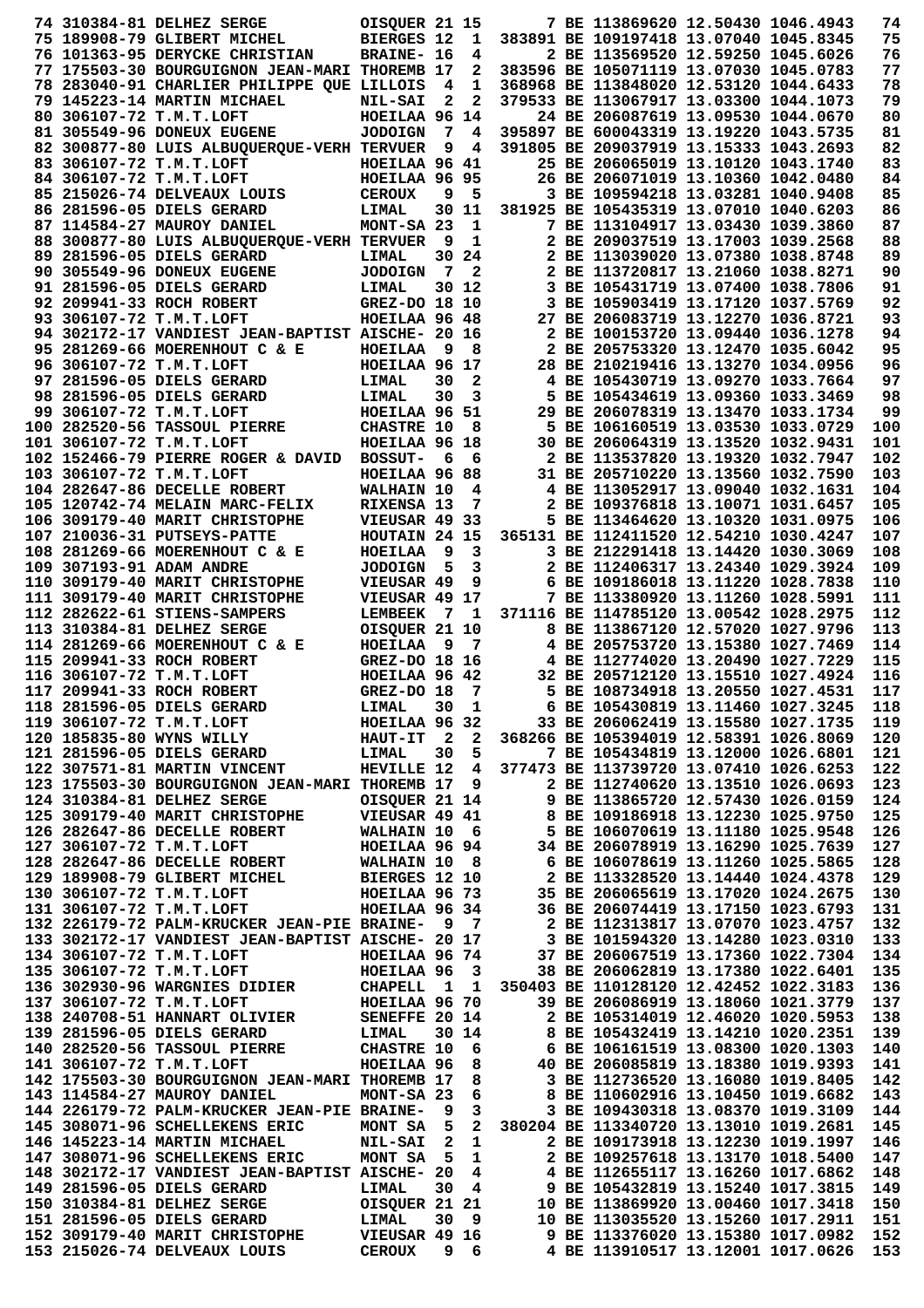```
 74 310384-81 DELHEZ SERGE          OISQUER 21 15       7 BE 113869620 12.50430 1046.4943   74
 75 189908-79 GLIBERT MICHEL        BIERGES 12  1  383891 BE 109197418 13.07040 1045.8345   75
 76 101363-95 DERYCKE CHRISTIAN     BRAINE- 16  4       2 BE 113569520 12.59250 1045.6026   76
 77 175503-30 BOURGUIGNON JEAN-MARI THOREMB 17  2  383596 BE 105071119 13.07030 1045.0783   77
 78 283040-91 CHARLIER PHILIPPE QUE LILLOIS  4  1  368968 BE 113848020 12.53120 1044.6433   78
 79 145223-14 MARTIN MICHAEL        NIL-SAI  2  2  379533 BE 113067917 13.03300 1044.1073   79
 80 306107-72 T.M.T.LOFT            HOEILAA 96 14      24 BE 206087619 13.09530 1044.0670   80
 81 305549-96 DONEUX EUGENE         JODOIGN  7  4  395897 BE 600043319 13.19220 1043.5735   81
 82 300877-80 LUIS ALBUQUERQUE-VERH TERVUER  9  4  391805 BE 209037919 13.15333 1043.2693   82
 83 306107-72 T.M.T.LOFT            HOEILAA 96 41      25 BE 206065019 13.10120 1043.1740   83
 84 306107-72 T.M.T.LOFT            HOEILAA 96 95      26 BE 206071019 13.10360 1042.0480   84
 85 215026-74 DELVEAUX LOUIS        CEROUX   9  5       3 BE 109594218 13.03281 1040.9408   85
 86 281596-05 DIELS GERARD          LIMAL   30 11  381925 BE 105435319 13.07010 1040.6203   86
 87 114584-27 MAUROY DANIEL         MONT-SA 23  1       7 BE 113104917 13.03430 1039.3860   87
 88 300877-80 LUIS ALBUQUERQUE-VERH TERVUER  9  1       2 BE 209037519 13.17003 1039.2568   88
 89 281596-05 DIELS GERARD          LIMAL   30 24       2 BE 113039020 13.07380 1038.8748   89
 90 305549-96 DONEUX EUGENE         JODOIGN  7  2       2 BE 113720817 13.21060 1038.8271   90
 91 281596-05 DIELS GERARD          LIMAL   30 12       3 BE 105431719 13.07400 1038.7806   91
 92 209941-33 ROCH ROBERT           GREZ-DO 18 10       3 BE 105903419 13.17120 1037.5769   92
 93 306107-72 T.M.T.LOFT            HOEILAA 96 48      27 BE 206083719 13.12270 1036.8721   93
 94 302172-17 VANDIEST JEAN-BAPTIST AISCHE- 20 16       2 BE 100153720 13.09440 1036.1278   94
 95 281269-66 MOERENHOUT C & E      HOEILAA  9  8       2 BE 205753320 13.12470 1035.6042   95
 96 306107-72 T.M.T.LOFT            HOEILAA 96 17      28 BE 210219416 13.13270 1034.0956   96
 97 281596-05 DIELS GERARD          LIMAL   30  2       4 BE 105430719 13.09270 1033.7664   97
 98 281596-05 DIELS GERARD          LIMAL   30  3       5 BE 105434619 13.09360 1033.3469   98
 99 306107-72 T.M.T.LOFT            HOEILAA 96 51      29 BE 206078319 13.13470 1033.1734   99
100 282520-56 TASSOUL PIERRE        CHASTRE 10  8       5 BE 106160519 13.03530 1033.0729  100
101 306107-72 T.M.T.LOFT            HOEILAA 96 18      30 BE 206064319 13.13520 1032.9431  101
102 152466-79 PIERRE ROGER & DAVID  BOSSUT-  6  6       2 BE 113537820 13.19320 1032.7947  102
103 306107-72 T.M.T.LOFT            HOEILAA 96 88      31 BE 205710220 13.13560 1032.7590  103
104 282647-86 DECELLE ROBERT        WALHAIN 10  4       4 BE 113052917 13.09040 1032.1631  104
105 120742-74 MELAIN MARC-FELIX     RIXENSA 13  7       2 BE 109376818 13.10071 1031.6457  105
106 309179-40 MARIT CHRISTOPHE      VIEUSAR 49 33       5 BE 113464620 13.10320 1031.0975  106
107 210036-31 PUTSEYS-PATTE         HOUTAIN 24 15  365131 BE 112411520 12.54210 1030.4247  107
108 281269-66 MOERENHOUT C & E      HOEILAA  9  3       3 BE 212291418 13.14420 1030.3069  108
109 307193-91 ADAM ANDRE            JODOIGN  5  3       2 BE 112406317 13.24340 1029.3924  109
110 309179-40 MARIT CHRISTOPHE      VIEUSAR 49  9       6 BE 109186018 13.11220 1028.7838  110
111 309179-40 MARIT CHRISTOPHE      VIEUSAR 49 17       7 BE 113380920 13.11260 1028.5991  111
112 282622-61 STIENS-SAMPERS        LEMBEEK  7  1  371116 BE 114785120 13.00542 1028.2975  112
113 310384-81 DELHEZ SERGE          OISQUER 21 10       8 BE 113867120 12.57020 1027.9796  113
114 281269-66 MOERENHOUT C & E      HOEILAA  9  7       4 BE 205753720 13.15380 1027.7469  114
115 209941-33 ROCH ROBERT           GREZ-DO 18 16       4 BE 112774020 13.20490 1027.7229  115
116 306107-72 T.M.T.LOFT            HOEILAA 96 42      32 BE 205712120 13.15510 1027.4924  116
117 209941-33 ROCH ROBERT           GREZ-DO 18  7       5 BE 108734918 13.20550 1027.4531  117
118 281596-05 DIELS GERARD          LIMAL   30  1       6 BE 105430819 13.11460 1027.3245  118
119 306107-72 T.M.T.LOFT            HOEILAA 96 32      33 BE 206062419 13.15580 1027.1735  119
120 185835-80 WYNS WILLY            HAUT-IT  2  2  368266 BE 105394019 12.58391 1026.8069  120
121 281596-05 DIELS GERARD          LIMAL   30  5       7 BE 105434819 13.12000 1026.6801  121
122 307571-81 MARTIN VINCENT        HEVILLE 12  4  377473 BE 113739720 13.07410 1026.6253  122
123 175503-30 BOURGUIGNON JEAN-MARI THOREMB 17  9       2 BE 112740620 13.13510 1026.0693  123
124 310384-81 DELHEZ SERGE          OISQUER 21 14       9 BE 113865720 12.57430 1026.0159  124
125 309179-40 MARIT CHRISTOPHE      VIEUSAR 49 41       8 BE 109186918 13.12230 1025.9750  125
126 282647-86 DECELLE ROBERT        WALHAIN 10  6       5 BE 106070619 13.11180 1025.9548  126
127 306107-72 T.M.T.LOFT            HOEILAA 96 94      34 BE 206078919 13.16290 1025.7639  127
128 282647-86 DECELLE ROBERT        WALHAIN 10  8       6 BE 106078619 13.11260 1025.5865  128
129 189908-79 GLIBERT MICHEL        BIERGES 12 10       2 BE 113328520 13.14440 1024.4378  129
130 306107-72 T.M.T.LOFT            HOEILAA 96 73      35 BE 206065619 13.17020 1024.2675  130
131 306107-72 T.M.T.LOFT            HOEILAA 96 34      36 BE 206074419 13.17150 1023.6793  131
132 226179-72 PALM-KRUCKER JEAN-PIE BRAINE-  9  7       2 BE 112313817 13.07070 1023.4757  132
133 302172-17 VANDIEST JEAN-BAPTIST AISCHE- 20 17       3 BE 101594320 13.14280 1023.0310  133
134 306107-72 T.M.T.LOFT            HOEILAA 96 74      37 BE 206067519 13.17360 1022.7304  134
135 306107-72 T.M.T.LOFT            HOEILAA 96  3      38 BE 206062819 13.17380 1022.6401  135
136 302930-96 WARGNIES DIDIER       CHAPELL  1  1  350403 BE 110128120 12.42452 1022.3183  136
137 306107-72 T.M.T.LOFT            HOEILAA 96 70      39 BE 206086919 13.18060 1021.3779  137
138 240708-51 HANNART OLIVIER       SENEFFE 20 14       2 BE 105314019 12.46020 1020.5953  138
139 281596-05 DIELS GERARD          LIMAL   30 14       8 BE 105432419 13.14210 1020.2351  139
140 282520-56 TASSOUL PIERRE        CHASTRE 10  6       6 BE 106161519 13.08300 1020.1303  140
141 306107-72 T.M.T.LOFT            HOEILAA 96  8      40 BE 206085819 13.18380 1019.9393  141
142 175503-30 BOURGUIGNON JEAN-MARI THOREMB 17  8       3 BE 112736520 13.16080 1019.8405  142
143 114584-27 MAUROY DANIEL         MONT-SA 23  6       8 BE 110602916 13.10450 1019.6682  143
144 226179-72 PALM-KRUCKER JEAN-PIE BRAINE-  9  3       3 BE 109430318 13.08370 1019.3109  144
145 308071-96 SCHELLEKENS ERIC      MONT SA  5  2  380204 BE 113340720 13.13010 1019.2681  145
146 145223-14 MARTIN MICHAEL        NIL-SAI  2  1       2 BE 109173918 13.12230 1019.1997  146
147 308071-96 SCHELLEKENS ERIC      MONT SA  5  1       2 BE 109257618 13.13170 1018.5400  147
148 302172-17 VANDIEST JEAN-BAPTIST AISCHE- 20  4       4 BE 112655117 13.16260 1017.6862  148
149 281596-05 DIELS GERARD          LIMAL   30  4       9 BE 105432819 13.15240 1017.3815  149
150 310384-81 DELHEZ SERGE          OISQUER 21 21      10 BE 113869920 13.00460 1017.3418  150
151 281596-05 DIELS GERARD          LIMAL   30  9      10 BE 113035520 13.15260 1017.2911  151
152 309179-40 MARIT CHRISTOPHE      VIEUSAR 49 16       9 BE 113376020 13.15380 1017.0982  152
153 215026-74 DELVEAUX LOUIS        CEROUX   9  6       4 BE 113910517 13.12001 1017.0626  153
```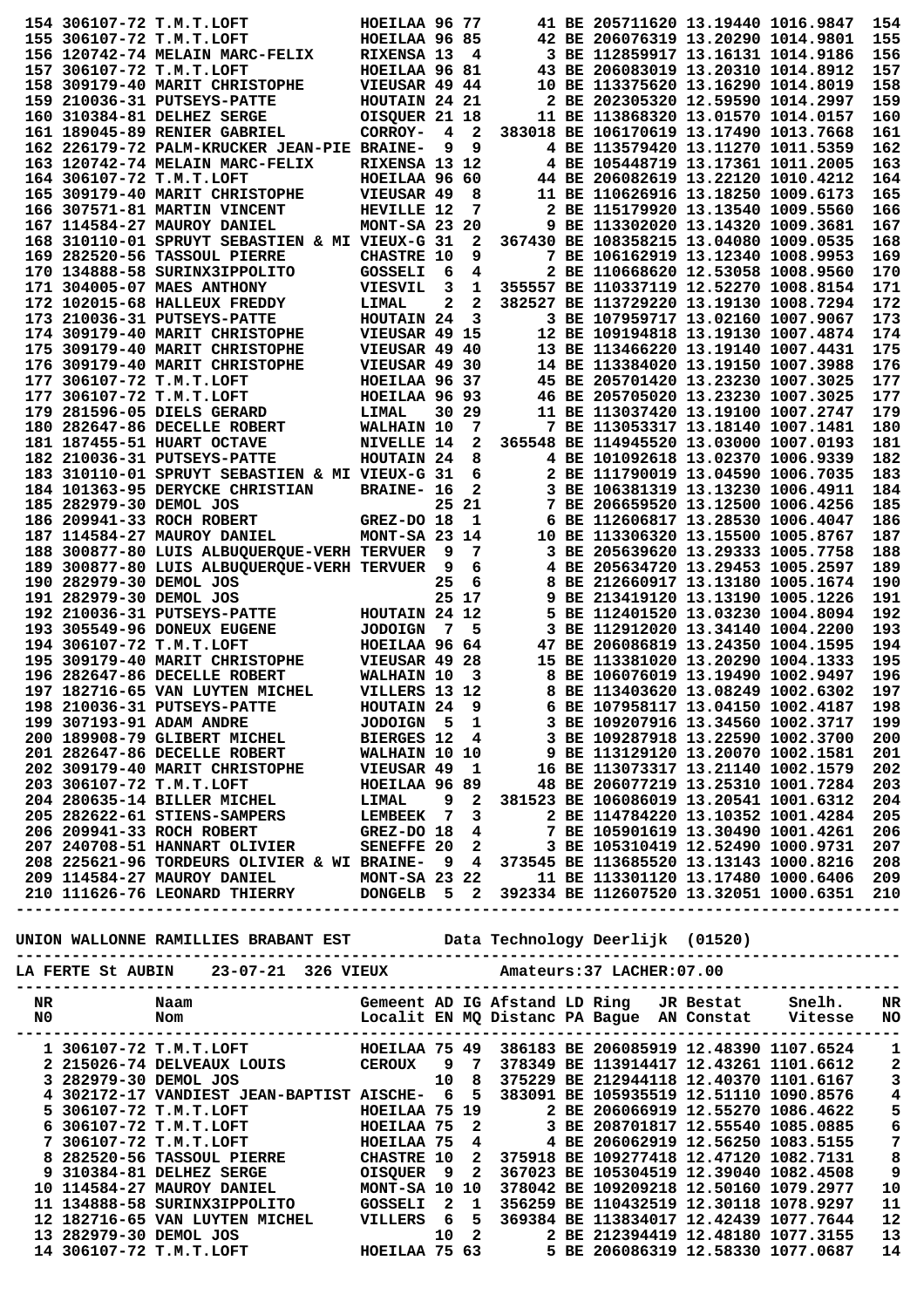| NR | Naam | Gemeent | AD | IG | Afstand | LD | Ring | JR | Bestat | Snelh. | NR |
|---|---|---|---|---|---|---|---|---|---|---|---|
| 154 | 306107-72 T.M.T.LOFT | HOEILAA | 96 | 77 | 41 | BE | 2057116 | 20 | 13.19440 | 1016.9847 | 154 |
| 155 | 306107-72 T.M.T.LOFT | HOEILAA | 96 | 85 | 42 | BE | 2060763 | 19 | 13.20290 | 1014.9801 | 155 |
| 156 | 120742-74 MELAIN MARC-FELIX | RIXENSA | 13 | 4 | 3 | BE | 1128599 | 17 | 13.16131 | 1014.9186 | 156 |
| 157 | 306107-72 T.M.T.LOFT | HOEILAA | 96 | 81 | 43 | BE | 2060830 | 19 | 13.20310 | 1014.8912 | 157 |
| 158 | 309179-40 MARIT CHRISTOPHE | VIEUSAR | 49 | 44 | 10 | BE | 1133756 | 20 | 13.16290 | 1014.8019 | 158 |
| 159 | 210036-31 PUTSEYS-PATTE | HOUTAIN | 24 | 21 | 2 | BE | 2023053 | 20 | 12.59590 | 1014.2997 | 159 |
| 160 | 310384-81 DELHEZ SERGE | OISQUER | 21 | 18 | 11 | BE | 1138683 | 20 | 13.01570 | 1014.0157 | 160 |
| 161 | 189045-89 RENIER GABRIEL | CORROY- | 4 | 2 | 383018 | BE | 1061706 | 19 | 13.17490 | 1013.7668 | 161 |
| 162 | 226179-72 PALM-KRUCKER JEAN-PIE | BRAINE- | 9 | 9 | 4 | BE | 1135794 | 20 | 13.11270 | 1011.5359 | 162 |
| 163 | 120742-74 MELAIN MARC-FELIX | RIXENSA | 13 | 12 | 4 | BE | 1054487 | 19 | 13.17361 | 1011.2005 | 163 |
| 164 | 306107-72 T.M.T.LOFT | HOEILAA | 96 | 60 | 44 | BE | 2060828 | 19 | 13.22120 | 1010.4212 | 164 |
| 165 | 309179-40 MARIT CHRISTOPHE | VIEUSAR | 49 | 8 | 11 | BE | 1106269 | 16 | 13.18250 | 1009.6173 | 165 |
| 166 | 307571-81 MARTIN VINCENT | HEVILLE | 12 | 7 | 2 | BE | 1151795 | 20 | 13.13540 | 1009.5560 | 166 |
| 167 | 114584-27 MAUROY DANIEL | MONT-SA | 23 | 20 | 9 | BE | 1133020 | 20 | 13.14320 | 1009.3681 | 167 |
| 168 | 310110-01 SPRUYT SEBASTIEN & MI | VIEUX-G | 31 | 2 | 367430 | BE | 1083582 | 15 | 13.04080 | 1009.0535 | 168 |
| 169 | 282520-56 TASSOUL PIERRE | CHASTRE | 10 | 9 | 7 | BE | 1061629 | 19 | 13.12340 | 1008.9953 | 169 |
| 170 | 134888-58 SURINX3IPPOLITO | GOSSELI | 6 | 4 | 2 | BE | 1106686 | 20 | 12.53058 | 1008.9560 | 170 |
| 171 | 304005-07 MAES ANTHONY | VIESVIL | 3 | 1 | 355557 | BE | 1103371 | 19 | 12.52770 | 1008.8154 | 171 |
| 172 | 102015-68 HALLEUX FREDDY | LIMAL | 2 | 2 | 382527 | BE | 1137292 | 20 | 13.19130 | 1008.7294 | 172 |
| 173 | 210036-31 PUTSEYS-PATTE | HOUTAIN | 24 | 3 | 3 | BE | 1079597 | 17 | 13.02160 | 1007.9067 | 173 |
| 174 | 309179-40 MARIT CHRISTOPHE | VIEUSAR | 49 | 15 | 12 | BE | 1091948 | 18 | 13.19180 | 1007.4874 | 174 |
| 175 | 309179-40 MARIT CHRISTOPHE | VIEUSAR | 49 | 40 | 13 | BE | 1134662 | 20 | 13.19140 | 1007.4431 | 175 |
| 176 | 309179-40 MARIT CHRISTOPHE | VIEUSAR | 49 | 30 | 14 | BE | 1133840 | 20 | 13.19150 | 1007.3988 | 176 |
| 177 | 306107-72 T.M.T.LOFT | HOEILAA | 96 | 37 | 45 | BE | 2057014 | 20 | 13.23230 | 1007.3025 | 177 |
| 177 | 306107-72 T.M.T.LOFT | HOEILAA | 96 | 93 | 46 | BE | 2057050 | 20 | 13.23230 | 1007.3025 | 177 |
| 179 | 281596-05 DIELS GERARD | LIMAL | 30 | 29 | 11 | BE | 1130374 | 20 | 13.19100 | 1007.2747 | 179 |
| 180 | 282647-86 DECELLE ROBERT | WALHAIN | 10 | 7 | 7 | BE | 1130533 | 17 | 13.18140 | 1007.1481 | 180 |
| 181 | 187455-51 HUART OCTAVE | NIVELLE | 14 | 2 | 365548 | BE | 1149455 | 20 | 13.03000 | 1007.0193 | 181 |
| 182 | 210036-31 PUTSEYS-PATTE | HOUTAIN | 24 | 8 | 4 | BE | 1010926 | 18 | 13.02370 | 1006.9339 | 182 |
| 183 | 310110-01 SPRUYT SEBASTIEN & MI | VIEUX-G | 31 | 6 | 2 | BE | 1117900 | 19 | 13.04590 | 1006.7035 | 183 |
| 184 | 101363-95 DERYCKE CHRISTIAN | BRAINE- | 16 | 2 | 3 | BE | 1063813 | 19 | 13.13230 | 1006.4911 | 184 |
| 185 | 282979-30 DEMOL JOS | | 25 | 21 | 7 | BE | 2066595 | 20 | 13.12500 | 1006.4256 | 185 |
| 186 | 209941-33 ROCH ROBERT | GREZ-DO | 18 | 1 | 6 | BE | 1126068 | 17 | 13.28530 | 1006.4047 | 186 |
| 187 | 114584-27 MAUROY DANIEL | MONT-SA | 23 | 14 | 10 | BE | 1133063 | 20 | 13.15500 | 1005.8767 | 187 |
| 188 | 300877-80 LUIS ALBUQUERQUE-VERH | TERVUER | 9 | 7 | 3 | BE | 2056398 | 20 | 13.29333 | 1005.7758 | 188 |
| 189 | 300877-80 LUIS ALBUQUERQUE-VERH | TERVUER | 9 | 6 | 4 | BE | 2056347 | 20 | 13.29453 | 1005.2597 | 189 |
| 190 | 282979-30 DEMOL JOS | | 25 | 6 | 8 | BE | 2126609 | 17 | 13.13180 | 1005.1674 | 190 |
| 191 | 282979-30 DEMOL JOS | | 25 | 17 | 9 | BE | 2134191 | 20 | 13.13190 | 1005.1226 | 191 |
| 192 | 210036-31 PUTSEYS-PATTE | HOUTAIN | 24 | 12 | 5 | BE | 1124015 | 20 | 13.03230 | 1004.8094 | 192 |
| 193 | 305549-96 DONEUX EUGENE | JODOIGN | 7 | 5 | 3 | BE | 1129120 | 20 | 13.34140 | 1004.2200 | 193 |
| 194 | 306107-72 T.M.T.LOFT | HOEILAA | 96 | 64 | 47 | BE | 2060868 | 19 | 13.24350 | 1004.1595 | 194 |
| 195 | 309179-40 MARIT CHRISTOPHE | VIEUSAR | 49 | 28 | 15 | BE | 1133810 | 20 | 13.20290 | 1004.1333 | 195 |
| 196 | 282647-86 DECELLE ROBERT | WALHAIN | 10 | 3 | 8 | BE | 1060760 | 19 | 13.19490 | 1002.9497 | 196 |
| 197 | 182716-65 VAN LUYTEN MICHEL | VILLERS | 13 | 12 | 8 | BE | 1134036 | 20 | 13.08249 | 1002.6302 | 197 |
| 198 | 210036-31 PUTSEYS-PATTE | HOUTAIN | 24 | 9 | 6 | BE | 1079581 | 17 | 13.04150 | 1002.4187 | 198 |
| 199 | 307193-91 ADAM ANDRE | JODOIGN | 5 | 1 | 3 | BE | 1092079 | 16 | 13.34560 | 1002.3717 | 199 |
| 200 | 189908-79 GLIBERT MICHEL | BIERGES | 12 | 4 | 3 | BE | 1092879 | 18 | 13.22590 | 1002.3700 | 200 |
| 201 | 282647-86 DECELLE ROBERT | WALHAIN | 10 | 10 | 9 | BE | 1131291 | 20 | 13.20070 | 1002.1581 | 201 |
| 202 | 309179-40 MARIT CHRISTOPHE | VIEUSAR | 49 | 1 | 16 | BE | 1130733 | 17 | 13.21140 | 1002.1579 | 202 |
| 203 | 306107-72 T.M.T.LOFT | HOEILAA | 96 | 89 | 48 | BE | 2060772 | 19 | 13.25310 | 1001.7284 | 203 |
| 204 | 280635-14 BILLER MICHEL | LIMAL | 9 | 2 | 381523 | BE | 1060860 | 19 | 13.20541 | 1001.6312 | 204 |
| 205 | 282622-61 STIENS-SAMPERS | LEMBEEK | 7 | 3 | 2 | BE | 1147842 | 20 | 13.10352 | 1001.4284 | 205 |
| 206 | 209941-33 ROCH ROBERT | GREZ-DO | 18 | 4 | 7 | BE | 1059016 | 19 | 13.30490 | 1001.4261 | 206 |
| 207 | 240708-51 HANNART OLIVIER | SENEFFE | 20 | 2 | 3 | BE | 1053104 | 19 | 12.52490 | 1000.9731 | 207 |
| 208 | 225621-96 TORDEURS OLIVIER & WI | BRAINE- | 9 | 4 | 373545 | BE | 1136855 | 20 | 13.13143 | 1000.8216 | 208 |
| 209 | 114584-27 MAUROY DANIEL | MONT-SA | 23 | 22 | 11 | BE | 1133011 | 20 | 13.17480 | 1000.6406 | 209 |
| 210 | 111626-76 LEONARD THIERRY | DONGELB | 5 | 2 | 392334 | BE | 1126075 | 20 | 13.32051 | 1000.6351 | 210 |

UNION WALLONNE RAMILLIES BRABANT EST — Data Technology Deerlijk (01520)

LA FERTE St AUBIN 23-07-21 326 VIEUX — Amateurs:37 LACHER:07.00

| NR N0 | Naam Nom | Gemeent Localit | AD EN | IG MQ | Afstand Distanc | LD PA | Ring Bague | JR AN | Bestat Constat | Snelh. Vitesse | NR NO |
|---|---|---|---|---|---|---|---|---|---|---|---|
| 1 | 306107-72 T.M.T.LOFT | HOEILAA | 75 | 49 | 386183 | BE | 2060859 | 19 | 12.48390 | 1107.6524 | 1 |
| 2 | 215026-74 DELVEAUX LOUIS | CEROUX | 9 | 7 | 378349 | BE | 1139144 | 17 | 12.43261 | 1101.6612 | 2 |
| 3 | 282979-30 DEMOL JOS | | 10 | 8 | 375229 | BE | 2129441 | 18 | 12.40370 | 1101.6167 | 3 |
| 4 | 302172-17 VANDIEST JEAN-BAPTIST | AISCHE- | 6 | 5 | 383091 | BE | 1059356 | 19 | 12.51110 | 1090.8576 | 4 |
| 5 | 306107-72 T.M.T.LOFT | HOEILAA | 75 | 19 | 2 | BE | 2060669 | 19 | 12.55270 | 1086.4622 | 5 |
| 6 | 306107-72 T.M.T.LOFT | HOEILAA | 75 | 2 | 3 | BE | 2087018 | 17 | 12.55540 | 1085.0885 | 6 |
| 7 | 306107-72 T.M.T.LOFT | HOEILAA | 75 | 4 | 4 | BE | 2060629 | 19 | 12.56250 | 1083.5155 | 7 |
| 8 | 282520-56 TASSOUL PIERRE | CHASTRE | 10 | 2 | 375918 | BE | 1092774 | 18 | 12.47120 | 1082.7131 | 8 |
| 9 | 310384-81 DELHEZ SERGE | OISQUER | 9 | 2 | 367023 | BE | 1053045 | 19 | 12.39040 | 1082.4508 | 9 |
| 10 | 114584-27 MAUROY DANIEL | MONT-SA | 10 | 10 | 378042 | BE | 1092092 | 18 | 12.50160 | 1079.2977 | 10 |
| 11 | 134888-58 SURINX3IPPOLITO | GOSSELI | 2 | 1 | 356259 | BE | 1104325 | 19 | 12.30118 | 1078.9297 | 11 |
| 12 | 182716-65 VAN LUYTEN MICHEL | VILLERS | 6 | 5 | 369384 | BE | 1138340 | 17 | 12.42439 | 1077.7644 | 12 |
| 13 | 282979-30 DEMOL JOS | | 10 | 2 | 2 | BE | 2123944 | 19 | 12.48180 | 1077.3155 | 13 |
| 14 | 306107-72 T.M.T.LOFT | HOEILAA | 75 | 63 | 5 | BE | 2060863 | 19 | 12.58330 | 1077.0687 | 14 |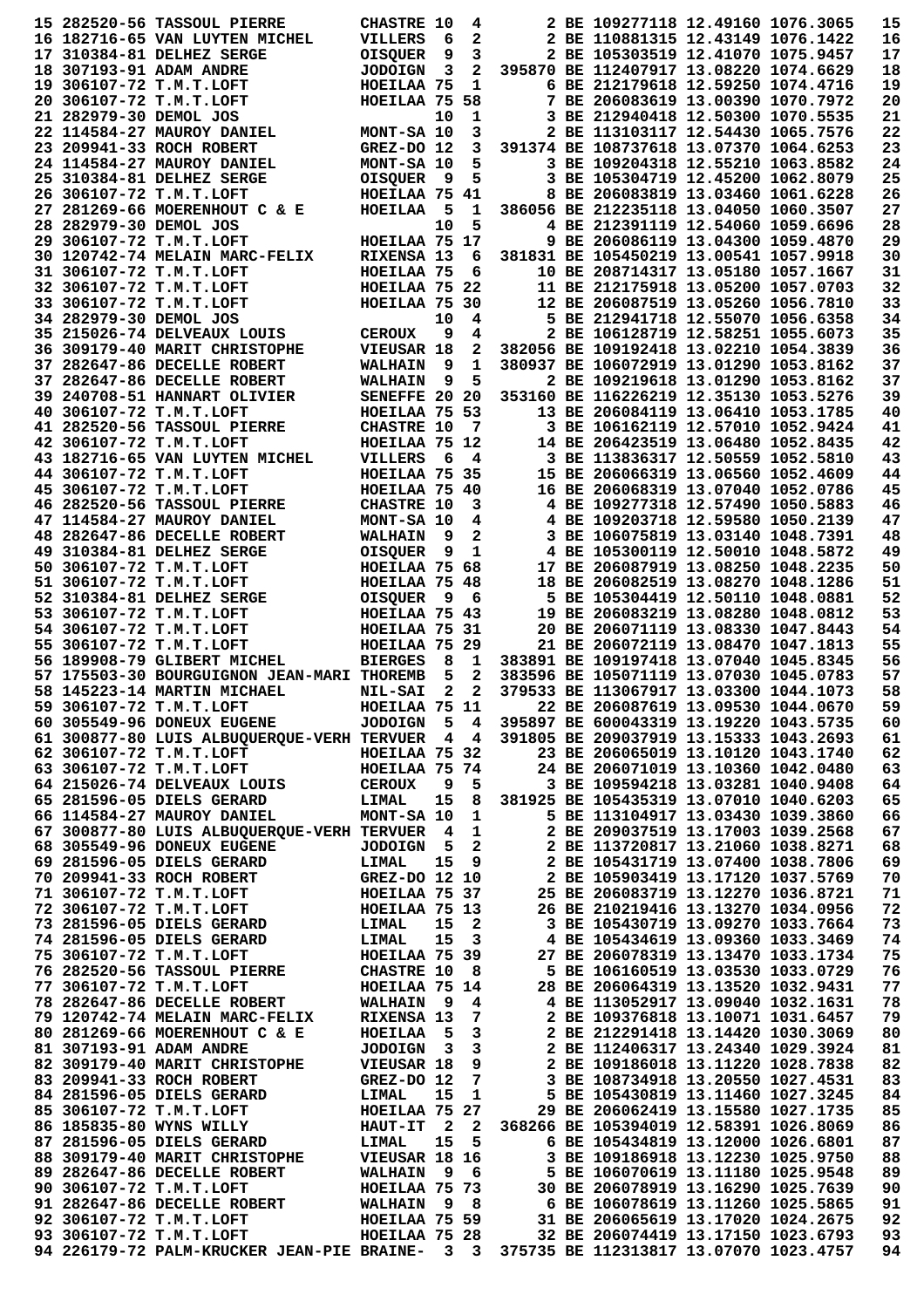```
15 282520-56 TASSOUL PIERRE         CHASTRE 10  4       2 BE 109277118 12.49160 1076.3065   15
16 182716-65 VAN LUYTEN MICHEL      VILLERS  6  2       2 BE 110881315 12.43149 1076.1422   16
17 310384-81 DELHEZ SERGE           OISQUER  9  3       2 BE 105303519 12.41070 1075.9457   17
18 307193-91 ADAM ANDRE             JODOIGN  3  2  395870 BE 112407917 13.08220 1074.6629   18
19 306107-72 T.M.T.LOFT             HOEILAA 75  1       6 BE 212179618 12.59250 1074.4716   19
20 306107-72 T.M.T.LOFT             HOEILAA 75 58       7 BE 206083619 13.00390 1070.7972   20
21 282979-30 DEMOL JOS                      10  1       3 BE 212940418 12.50300 1070.5535   21
22 114584-27 MAUROY DANIEL          MONT-SA 10  3       2 BE 113103117 12.54430 1065.7576   22
23 209941-33 ROCH ROBERT            GREZ-DO 12  3  391374 BE 108737618 13.07370 1064.6253   23
24 114584-27 MAUROY DANIEL          MONT-SA 10  5       3 BE 109204318 12.55210 1063.8582   24
25 310384-81 DELHEZ SERGE           OISQUER  9  5       3 BE 105304719 12.45200 1062.8079   25
26 306107-72 T.M.T.LOFT             HOEILAA 75 41       8 BE 206083819 13.03460 1061.6228   26
27 281269-66 MOERENHOUT C & E       HOEILAA  5  1  386056 BE 212235118 13.04050 1060.3507   27
28 282979-30 DEMOL JOS                      10  5       4 BE 212391119 12.54060 1059.6696   28
29 306107-72 T.M.T.LOFT             HOEILAA 75 17       9 BE 206086119 13.04300 1059.4870   29
30 120742-74 MELAIN MARC-FELIX      RIXENSA 13  6  381831 BE 105450219 13.00541 1057.9918   30
31 306107-72 T.M.T.LOFT             HOEILAA 75  6      10 BE 208714317 13.05180 1057.1667   31
32 306107-72 T.M.T.LOFT             HOEILAA 75 22      11 BE 212175918 13.05200 1057.0703   32
33 306107-72 T.M.T.LOFT             HOEILAA 75 30      12 BE 206087519 13.05260 1056.7810   33
34 282979-30 DEMOL JOS                      10  4       5 BE 212941718 12.55070 1056.6358   34
35 215026-74 DELVEAUX LOUIS         CEROUX   9  4       2 BE 106128719 12.58251 1055.6073   35
36 309179-40 MARIT CHRISTOPHE       VIEUSAR 18  2  382056 BE 109192418 13.02210 1054.3839   36
37 282647-86 DECELLE ROBERT         WALHAIN  9  1  380937 BE 106072919 13.01290 1053.8162   37
37 282647-86 DECELLE ROBERT         WALHAIN  9  5       2 BE 109219618 13.01290 1053.8162   37
39 240708-51 HANNART OLIVIER        SENEFFE 20 20  353160 BE 116226219 12.35130 1053.5276   39
40 306107-72 T.M.T.LOFT             HOEILAA 75 53      13 BE 206084119 13.06410 1053.1785   40
41 282520-56 TASSOUL PIERRE         CHASTRE 10  7       3 BE 106162119 12.57010 1052.9424   41
42 306107-72 T.M.T.LOFT             HOEILAA 75 12      14 BE 206423519 13.06480 1052.8435   42
43 182716-65 VAN LUYTEN MICHEL      VILLERS  6  4       3 BE 113836317 12.50559 1052.5810   43
44 306107-72 T.M.T.LOFT             HOEILAA 75 35      15 BE 206066319 13.06560 1052.4609   44
45 306107-72 T.M.T.LOFT             HOEILAA 75 40      16 BE 206068319 13.07040 1052.0786   45
46 282520-56 TASSOUL PIERRE         CHASTRE 10  3       4 BE 109277318 12.57490 1050.5883   46
47 114584-27 MAUROY DANIEL          MONT-SA 10  4       4 BE 109203718 12.59580 1050.2139   47
48 282647-86 DECELLE ROBERT         WALHAIN  9  2       3 BE 106075819 13.03140 1048.7391   48
49 310384-81 DELHEZ SERGE           OISQUER  9  1       4 BE 105300119 12.50010 1048.5872   49
50 306107-72 T.M.T.LOFT             HOEILAA 75 68      17 BE 206087919 13.08250 1048.2235   50
51 306107-72 T.M.T.LOFT             HOEILAA 75 48      18 BE 206082519 13.08270 1048.1286   51
52 310384-81 DELHEZ SERGE           OISQUER  9  6       5 BE 105304419 12.50110 1048.0881   52
53 306107-72 T.M.T.LOFT             HOEILAA 75 43      19 BE 206083219 13.08280 1048.0812   53
54 306107-72 T.M.T.LOFT             HOEILAA 75 31      20 BE 206071119 13.08330 1047.8443   54
55 306107-72 T.M.T.LOFT             HOEILAA 75 29      21 BE 206072119 13.08470 1047.1813   55
56 189908-79 GLIBERT MICHEL         BIERGES  8  1  383891 BE 109197418 13.07040 1045.8345   56
57 175503-30 BOURGUIGNON JEAN-MARI THOREMB   5  2  383596 BE 105071119 13.07030 1045.0783   57
58 145223-14 MARTIN MICHAEL         NIL-SAI  2  2  379533 BE 113067917 13.03300 1044.1073   58
59 306107-72 T.M.T.LOFT             HOEILAA 75 11      22 BE 206087619 13.09530 1044.0670   59
60 305549-96 DONEUX EUGENE          JODOIGN  5  4  395897 BE 600043319 13.19220 1043.5735   60
61 300877-80 LUIS ALBUQUERQUE-VERH TERVUER   4  4  391805 BE 209037919 13.15333 1043.2693   61
62 306107-72 T.M.T.LOFT             HOEILAA 75 32      23 BE 206065019 13.10120 1043.1740   62
63 306107-72 T.M.T.LOFT             HOEILAA 75 74      24 BE 206071019 13.10360 1042.0480   63
64 215026-74 DELVEAUX LOUIS         CEROUX   9  5       3 BE 109594218 13.03281 1040.9408   64
65 281596-05 DIELS GERARD           LIMAL   15  8  381925 BE 105435319 13.07010 1040.6203   65
66 114584-27 MAUROY DANIEL          MONT-SA 10  1       5 BE 113104917 13.03430 1039.3860   66
67 300877-80 LUIS ALBUQUERQUE-VERH TERVUER   4  1       2 BE 209037519 13.17003 1039.2568   67
68 305549-96 DONEUX EUGENE          JODOIGN  5  2       2 BE 113720817 13.21060 1038.8271   68
69 281596-05 DIELS GERARD           LIMAL   15  9       2 BE 105431719 13.07400 1038.7806   69
70 209941-33 ROCH ROBERT            GREZ-DO 12 10       2 BE 105903419 13.17120 1037.5769   70
71 306107-72 T.M.T.LOFT             HOEILAA 75 37      25 BE 206083719 13.12270 1036.8721   71
72 306107-72 T.M.T.LOFT             HOEILAA 75 13      26 BE 210219416 13.13270 1034.0956   72
73 281596-05 DIELS GERARD           LIMAL   15  2       3 BE 105430719 13.09270 1033.7664   73
74 281596-05 DIELS GERARD           LIMAL   15  3       4 BE 105434619 13.09360 1033.3469   74
75 306107-72 T.M.T.LOFT             HOEILAA 75 39      27 BE 206078319 13.13470 1033.1734   75
76 282520-56 TASSOUL PIERRE         CHASTRE 10  8       5 BE 106160519 13.03530 1033.0729   76
77 306107-72 T.M.T.LOFT             HOEILAA 75 14      28 BE 206064319 13.13520 1032.9431   77
78 282647-86 DECELLE ROBERT         WALHAIN  9  4       4 BE 113052917 13.09040 1032.1631   78
79 120742-74 MELAIN MARC-FELIX      RIXENSA 13  7       2 BE 109376818 13.10071 1031.6457   79
80 281269-66 MOERENHOUT C & E       HOEILAA  5  3       2 BE 212291418 13.14420 1030.3069   80
81 307193-91 ADAM ANDRE             JODOIGN  3  3       2 BE 112406317 13.24340 1029.3924   81
82 309179-40 MARIT CHRISTOPHE       VIEUSAR 18  9       2 BE 109186018 13.11220 1028.7838   82
83 209941-33 ROCH ROBERT            GREZ-DO 12  7       3 BE 108734918 13.20550 1027.4531   83
84 281596-05 DIELS GERARD           LIMAL   15  1       5 BE 105430819 13.11460 1027.3245   84
85 306107-72 T.M.T.LOFT             HOEILAA 75 27      29 BE 206062419 13.15580 1027.1735   85
86 185835-80 WYNS WILLY             HAUT-IT  2  2  368266 BE 105394019 12.58391 1026.8069   86
87 281596-05 DIELS GERARD           LIMAL   15  5       6 BE 105434819 13.12000 1026.6801   87
88 309179-40 MARIT CHRISTOPHE       VIEUSAR 18 16       3 BE 109186918 13.12230 1025.9750   88
89 282647-86 DECELLE ROBERT         WALHAIN  9  6       5 BE 106070619 13.11180 1025.9548   89
90 306107-72 T.M.T.LOFT             HOEILAA 75 73      30 BE 206078919 13.16290 1025.7639   90
91 282647-86 DECELLE ROBERT         WALHAIN  9  8       6 BE 106078619 13.11260 1025.5865   91
92 306107-72 T.M.T.LOFT             HOEILAA 75 59      31 BE 206065619 13.17020 1024.2675   92
93 306107-72 T.M.T.LOFT             HOEILAA 75 28      32 BE 206074419 13.17150 1023.6793   93
94 226179-72 PALM-KRUCKER JEAN-PIE BRAINE-   3  3  375735 BE 112313817 13.07070 1023.4757   94
```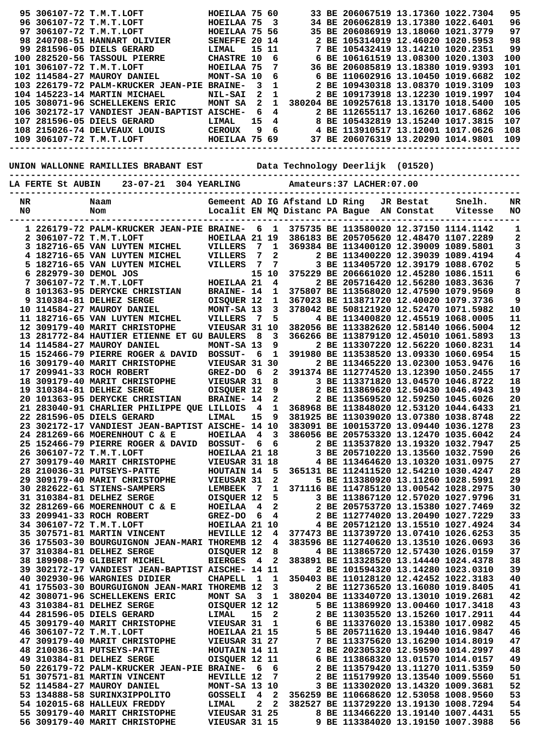| NR | Naam | Gemeent | AD | IG | Afstand | LD | Ring | JR | Bestat | Snelh. | NR |
|---|---|---|---|---|---|---|---|---|---|---|---|
| 95 | 306107-72 T.M.T.LOFT | HOEILAA | 75 | 60 | | 33 | BE 2060675 | 19 | 13.17360 | 1022.7304 | 95 |
| 96 | 306107-72 T.M.T.LOFT | HOEILAA | 75 | 3 | | 34 | BE 2060628 | 19 | 13.17380 | 1022.6401 | 96 |
| 97 | 306107-72 T.M.T.LOFT | HOEILAA | 75 | 56 | | 35 | BE 2060869 | 19 | 13.18060 | 1021.3779 | 97 |
| 98 | 240708-51 HANNART OLIVIER | SENEFFE | 20 | 14 | | 2 | BE 1053140 | 19 | 12.46020 | 1020.5953 | 98 |
| 99 | 281596-05 DIELS GERARD | LIMAL | 15 | 11 | | 7 | BE 1054324 | 19 | 13.14210 | 1020.2351 | 99 |
| 100 | 282520-56 TASSOUL PIERRE | CHASTRE | 10 | 6 | | 6 | BE 1061615 | 19 | 13.08300 | 1020.1303 | 100 |
| 101 | 306107-72 T.M.T.LOFT | HOEILAA | 75 | 7 | | 36 | BE 2060858 | 19 | 13.18380 | 1019.9393 | 101 |
| 102 | 114584-27 MAUROY DANIEL | MONT-SA | 10 | 6 | | 6 | BE 1106029 | 16 | 13.10450 | 1019.6682 | 102 |
| 103 | 226179-72 PALM-KRUCKER JEAN-PIE | BRAINE- | 3 | 1 | | 2 | BE 1094308 | 18 | 13.08370 | 1019.3109 | 103 |
| 104 | 145223-14 MARTIN MICHAEL | NIL-SAI | 2 | 1 | | 2 | BE 1091739 | 18 | 13.12230 | 1019.1997 | 104 |
| 105 | 308071-96 SCHELLEKENS ERIC | MONT SA | 2 | 1 | 380204 | | BE 1092576 | 18 | 13.13170 | 1018.5400 | 105 |
| 106 | 302172-17 VANDIEST JEAN-BAPTIST | AISCHE- | 6 | 4 | | 2 | BE 1126551 | 17 | 13.16260 | 1017.6862 | 106 |
| 107 | 281596-05 DIELS GERARD | LIMAL | 15 | 4 | | 8 | BE 1054328 | 19 | 13.15240 | 1017.3815 | 107 |
| 108 | 215026-74 DELVEAUX LOUIS | CEROUX | 9 | 6 | | 4 | BE 1139105 | 17 | 13.12001 | 1017.0626 | 108 |
| 109 | 306107-72 T.M.T.LOFT | HOEILAA | 75 | 69 | | 37 | BE 2060763 | 19 | 13.20290 | 1014.9801 | 109 |

UNION WALLONNE RAMILLIES BRABANT EST          Data Technology Deerlijk  (01520)

LA FERTE St AUBIN    23-07-21  304 YEARLING          Amateurs:37 LACHER:07.00

| NR N0 | Naam Nom | Gemeent Localit | AD EN | IG MQ | Afstand Distanc | LD PA | Ring Bague | JR AN | Bestat Constat | Snelh. Vitesse | NR NO |
|---|---|---|---|---|---|---|---|---|---|---|---|
| 1 | 226179-72 PALM-KRUCKER JEAN-PIE | BRAINE- | 6 | 1 | 375735 | | BE 1135800 | 20 | 12.37150 | 1114.1142 | 1 |
| 2 | 306107-72 T.M.T.LOFT | HOEILAA | 21 | 19 | 386183 | | BE 2057056 | 20 | 12.48470 | 1107.2289 | 2 |
| 3 | 182716-65 VAN LUYTEN MICHEL | VILLERS | 7 | 1 | 369384 | | BE 1134001 | 20 | 12.39009 | 1089.5801 | 3 |
| 4 | 182716-65 VAN LUYTEN MICHEL | VILLERS | 7 | 2 | | 2 | BE 1134002 | 20 | 12.39039 | 1089.4194 | 4 |
| 5 | 182716-65 VAN LUYTEN MICHEL | VILLERS | 7 | 7 | | 3 | BE 1134057 | 20 | 12.39179 | 1088.6702 | 5 |
| 6 | 282979-30 DEMOL JOS | | 15 | 10 | 375229 | | BE 2066610 | 20 | 12.45280 | 1086.1511 | 6 |
| 7 | 306107-72 T.M.T.LOFT | HOEILAA | 21 | 4 | | 2 | BE 2057164 | 20 | 12.56280 | 1083.3636 | 7 |
| 8 | 101363-95 DERYCKE CHRISTIAN | BRAINE- | 14 | 1 | 375807 | | BE 1135680 | 20 | 12.47590 | 1079.9569 | 8 |
| 9 | 310384-81 DELHEZ SERGE | OISQUER | 12 | 1 | 367023 | | BE 1138717 | 20 | 12.40020 | 1079.3736 | 9 |
| 10 | 114584-27 MAUROY DANIEL | MONT-SA | 13 | 3 | 378042 | | BE 5081219 | 20 | 12.52470 | 1071.5982 | 10 |
| 11 | 182716-65 VAN LUYTEN MICHEL | VILLERS | 7 | 5 | | 4 | BE 1134008 | 20 | 12.45519 | 1068.0005 | 11 |
| 12 | 309179-40 MARIT CHRISTOPHE | VIEUSAR | 31 | 10 | 382056 | | BE 1133826 | 20 | 12.58140 | 1066.5004 | 12 |
| 13 | 281772-84 HAUTIER ETIENNE ET GU | BAULERS | 8 | 3 | 366266 | | BE 1138791 | 20 | 12.45010 | 1061.5893 | 13 |
| 14 | 114584-27 MAUROY DANIEL | MONT-SA | 13 | 9 | | 2 | BE 1133072 | 20 | 12.56220 | 1060.8231 | 14 |
| 15 | 152466-79 PIERRE ROGER & DAVID | BOSSUT- | 6 | 1 | 391980 | | BE 1135385 | 20 | 13.09330 | 1060.6954 | 15 |
| 16 | 309179-40 MARIT CHRISTOPHE | VIEUSAR | 31 | 30 | | 2 | BE 1134652 | 20 | 13.02300 | 1053.9476 | 16 |
| 17 | 209941-33 ROCH ROBERT | GREZ-DO | 6 | 2 | 391374 | | BE 1127745 | 20 | 13.12390 | 1050.2455 | 17 |
| 18 | 309179-40 MARIT CHRISTOPHE | VIEUSAR | 31 | 8 | | 3 | BE 1133718 | 20 | 13.04570 | 1046.8722 | 18 |
| 19 | 310384-81 DELHEZ SERGE | OISQUER | 12 | 9 | | 2 | BE 1138696 | 20 | 12.50430 | 1046.4943 | 19 |
| 20 | 101363-95 DERYCKE CHRISTIAN | BRAINE- | 14 | 2 | | 2 | BE 1135695 | 20 | 12.59250 | 1045.6026 | 20 |
| 21 | 283040-91 CHARLIER PHILIPPE QUE | LILLOIS | 4 | 1 | 368968 | | BE 1138480 | 20 | 12.53120 | 1044.6433 | 21 |
| 22 | 281596-05 DIELS GERARD | LIMAL | 15 | 9 | 381925 | | BE 1130391 | 20 | 13.07380 | 1038.8748 | 22 |
| 23 | 302172-17 VANDIEST JEAN-BAPTIST | AISCHE- | 14 | 10 | 383091 | | BE 1001537 | 20 | 13.09440 | 1036.1278 | 23 |
| 24 | 281269-66 MOERENHOUT C & E | HOEILAA | 4 | 3 | 386056 | | BE 2057533 | 20 | 13.12470 | 1035.6042 | 24 |
| 25 | 152466-79 PIERRE ROGER & DAVID | BOSSUT- | 6 | 6 | | 2 | BE 1135378 | 20 | 13.19320 | 1032.7947 | 25 |
| 26 | 306107-72 T.M.T.LOFT | HOEILAA | 21 | 18 | | 3 | BE 2057102 | 20 | 13.13560 | 1032.7590 | 26 |
| 27 | 309179-40 MARIT CHRISTOPHE | VIEUSAR | 31 | 18 | | 4 | BE 1134646 | 20 | 13.10320 | 1031.0975 | 27 |
| 28 | 210036-31 PUTSEYS-PATTE | HOUTAIN | 14 | 5 | 365131 | | BE 1124115 | 20 | 12.54210 | 1030.4247 | 28 |
| 29 | 309179-40 MARIT CHRISTOPHE | VIEUSAR | 31 | 2 | | 5 | BE 1133806 | 20 | 13.11260 | 1028.5991 | 29 |
| 30 | 282622-61 STIENS-SAMPERS | LEMBEEK | 7 | 1 | 371116 | | BE 1147851 | 20 | 13.00542 | 1028.2975 | 30 |
| 31 | 310384-81 DELHEZ SERGE | OISQUER | 12 | 5 | | 3 | BE 1138671 | 20 | 12.57030 | 1027.9796 | 31 |
| 32 | 281269-66 MOERENHOUT C & E | HOEILAA | 4 | 2 | | 2 | BE 2057537 | 20 | 13.15380 | 1027.7469 | 32 |
| 33 | 209941-33 ROCH ROBERT | GREZ-DO | 6 | 4 | | 2 | BE 1127740 | 20 | 13.20490 | 1027.7229 | 33 |
| 34 | 306107-72 T.M.T.LOFT | HOEILAA | 21 | 10 | | 4 | BE 2057121 | 20 | 13.15510 | 1027.4924 | 34 |
| 35 | 307571-81 MARTIN VINCENT | HEVILLE | 12 | 4 | 377473 | | BE 1137397 | 20 | 13.07410 | 1026.6253 | 35 |
| 36 | 175503-30 BOURGUIGNON JEAN-MARI | THOREMB | 12 | 4 | 383596 | | BE 1127406 | 20 | 13.13510 | 1026.0693 | 36 |
| 37 | 310384-81 DELHEZ SERGE | OISQUER | 12 | 8 | | 4 | BE 1138657 | 20 | 12.57430 | 1026.0159 | 37 |
| 38 | 189908-79 GLIBERT MICHEL | BIERGES | 4 | 2 | 383891 | | BE 1133285 | 20 | 13.14440 | 1024.4378 | 38 |
| 39 | 302172-17 VANDIEST JEAN-BAPTIST | AISCHE- | 14 | 11 | | 2 | BE 1015943 | 20 | 13.14280 | 1023.0310 | 39 |
| 40 | 302930-96 WARGNIES DIDIER | CHAPELL | 1 | 1 | 350403 | | BE 1101281 | 20 | 12.42452 | 1022.3183 | 40 |
| 41 | 175503-30 BOURGUIGNON JEAN-MARI | THOREMB | 12 | 3 | | 2 | BE 1127365 | 20 | 13.16080 | 1019.8405 | 41 |
| 42 | 308071-96 SCHELLEKENS ERIC | MONT SA | 3 | 1 | 380204 | | BE 1133407 | 20 | 13.13010 | 1019.2681 | 42 |
| 43 | 310384-81 DELHEZ SERGE | OISQUER | 12 | 12 | | 5 | BE 1138699 | 20 | 13.00460 | 1017.3418 | 43 |
| 44 | 281596-05 DIELS GERARD | LIMAL | 15 | 2 | | 2 | BE 1130355 | 20 | 13.15260 | 1017.2911 | 44 |
| 45 | 309179-40 MARIT CHRISTOPHE | VIEUSAR | 31 | 1 | | 6 | BE 1133760 | 20 | 13.15380 | 1017.0982 | 45 |
| 46 | 306107-72 T.M.T.LOFT | HOEILAA | 21 | 15 | | 5 | BE 2057116 | 20 | 13.19440 | 1016.9847 | 46 |
| 47 | 309179-40 MARIT CHRISTOPHE | VIEUSAR | 31 | 27 | | 7 | BE 1133756 | 20 | 13.16290 | 1014.8019 | 47 |
| 48 | 210036-31 PUTSEYS-PATTE | HOUTAIN | 14 | 11 | | 2 | BE 2023053 | 20 | 12.59590 | 1014.2997 | 48 |
| 49 | 310384-81 DELHEZ SERGE | OISQUER | 12 | 11 | | 6 | BE 1138683 | 20 | 13.01570 | 1014.0157 | 49 |
| 50 | 226179-72 PALM-KRUCKER JEAN-PIE | BRAINE- | 6 | 6 | | 2 | BE 1135794 | 20 | 13.11270 | 1011.5359 | 50 |
| 51 | 307571-81 MARTIN VINCENT | HEVILLE | 12 | 7 | | 2 | BE 1151799 | 20 | 13.13540 | 1009.5560 | 51 |
| 52 | 114584-27 MAUROY DANIEL | MONT-SA | 13 | 10 | | 3 | BE 1133020 | 20 | 13.14320 | 1009.3681 | 52 |
| 53 | 134888-58 SURINX3IPPOLITO | GOSSELI | 4 | 2 | 356259 | | BE 1106686 | 20 | 12.53058 | 1008.9560 | 53 |
| 54 | 102015-68 HALLEUX FREDDY | LIMAL | 2 | 2 | 382527 | | BE 1137292 | 20 | 13.19130 | 1008.7294 | 54 |
| 55 | 309179-40 MARIT CHRISTOPHE | VIEUSAR | 31 | 25 | | 8 | BE 1134662 | 20 | 13.19140 | 1007.4431 | 55 |
| 56 | 309179-40 MARIT CHRISTOPHE | VIEUSAR | 31 | 15 | | 9 | BE 1133840 | 20 | 13.19150 | 1007.3988 | 56 |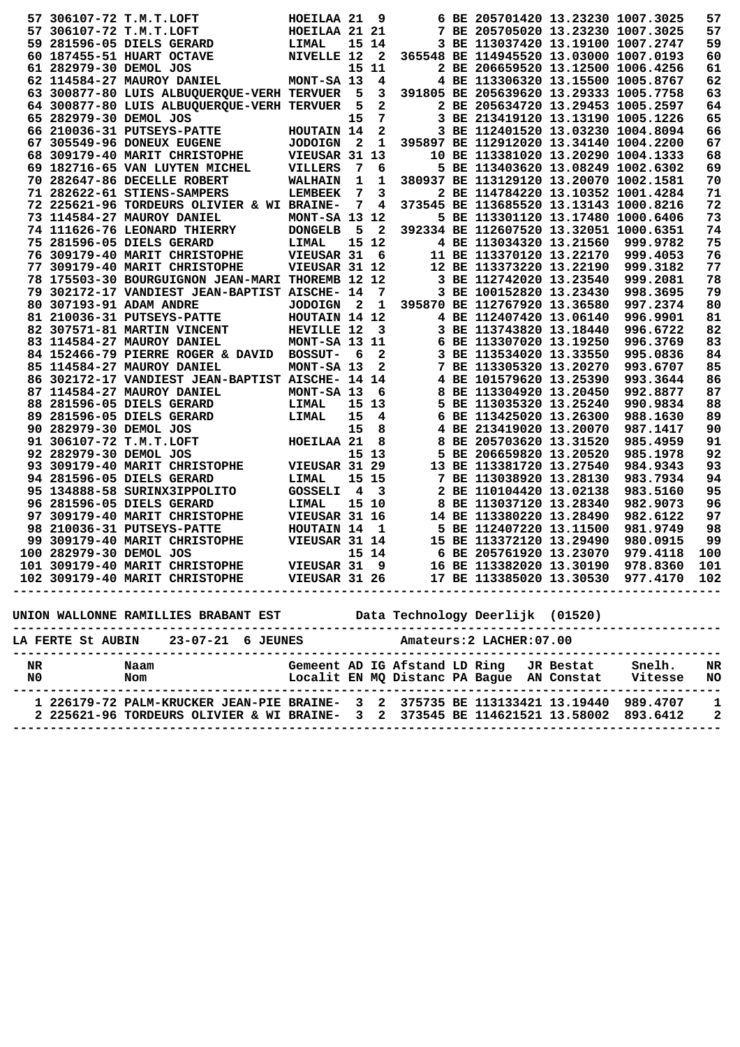| | | | | | | | | | | | |
|---|---|---|---|---|---|---|---|---|---|---|---|
| 57 | 306107-72 | T.M.T.LOFT | HOEILAA | 21 | 9 | | 6 | BE 205701420 | 13.23230 | 1007.3025 | 57 |
| 57 | 306107-72 | T.M.T.LOFT | HOEILAA | 21 | 21 | | 7 | BE 205705020 | 13.23230 | 1007.3025 | 57 |
| 59 | 281596-05 | DIELS GERARD | LIMAL | 15 | 14 | | 3 | BE 113037420 | 13.19100 | 1007.2747 | 59 |
| 60 | 187455-51 | HUART OCTAVE | NIVELLE | 12 | 2 | 365548 | | BE 114945520 | 13.03000 | 1007.0193 | 60 |
| 61 | 282979-30 | DEMOL JOS | | 15 | 11 | | 2 | BE 206659520 | 13.12500 | 1006.4256 | 61 |
| 62 | 114584-27 | MAUROY DANIEL | MONT-SA | 13 | 4 | | 4 | BE 113306320 | 13.15500 | 1005.8767 | 62 |
| 63 | 300877-80 | LUIS ALBUQUERQUE-VERH | TERVUER | 5 | 3 | 391805 | | BE 205639620 | 13.29333 | 1005.7758 | 63 |
| 64 | 300877-80 | LUIS ALBUQUERQUE-VERH | TERVUER | 5 | 2 | | 2 | BE 205634720 | 13.29453 | 1005.2597 | 64 |
| 65 | 282979-30 | DEMOL JOS | | 15 | 7 | | 3 | BE 213419120 | 13.13190 | 1005.1226 | 65 |
| 66 | 210036-31 | PUTSEYS-PATTE | HOUTAIN | 14 | 2 | | 3 | BE 112401520 | 13.03230 | 1004.8094 | 66 |
| 67 | 305549-96 | DONEUX EUGENE | JODOIGN | 2 | 1 | 395897 | | BE 112912020 | 13.34140 | 1004.2200 | 67 |
| 68 | 309179-40 | MARIT CHRISTOPHE | VIEUSAR | 31 | 13 | | 10 | BE 113381020 | 13.20290 | 1004.1333 | 68 |
| 69 | 182716-65 | VAN LUYTEN MICHEL | VILLERS | 7 | 6 | | 5 | BE 113403620 | 13.08249 | 1002.6302 | 69 |
| 70 | 282647-86 | DECELLE ROBERT | WALHAIN | 1 | 1 | 380937 | | BE 113129120 | 13.20070 | 1002.1581 | 70 |
| 71 | 282622-61 | STIENS-SAMPERS | LEMBEEK | 7 | 3 | | 2 | BE 114784220 | 13.10352 | 1001.4284 | 71 |
| 72 | 225621-96 | TORDEURS OLIVIER & WI | BRAINE- | 7 | 4 | 373545 | | BE 113685520 | 13.13143 | 1000.8216 | 72 |
| 73 | 114584-27 | MAUROY DANIEL | MONT-SA | 13 | 12 | | 5 | BE 113301120 | 13.17480 | 1000.6406 | 73 |
| 74 | 111626-76 | LEONARD THIERRY | DONGELB | 5 | 2 | 392334 | | BE 112607520 | 13.32051 | 1000.6351 | 74 |
| 75 | 281596-05 | DIELS GERARD | LIMAL | 15 | 12 | | 4 | BE 113034320 | 13.21560 | 999.9782 | 75 |
| 76 | 309179-40 | MARIT CHRISTOPHE | VIEUSAR | 31 | 6 | | 11 | BE 113370120 | 13.22170 | 999.4053 | 76 |
| 77 | 309179-40 | MARIT CHRISTOPHE | VIEUSAR | 31 | 12 | | 12 | BE 113373220 | 13.22190 | 999.3182 | 77 |
| 78 | 175503-30 | BOURGUIGNON JEAN-MARI | THOREMB | 12 | 12 | | 3 | BE 112742020 | 13.23540 | 999.2081 | 78 |
| 79 | 302172-17 | VANDIEST JEAN-BAPTIST | AISCHE- | 14 | 7 | | 3 | BE 100152820 | 13.23430 | 998.3695 | 79 |
| 80 | 307193-91 | ADAM ANDRE | JODOIGN | 2 | 1 | 395870 | | BE 112767920 | 13.36580 | 997.2374 | 80 |
| 81 | 210036-31 | PUTSEYS-PATTE | HOUTAIN | 14 | 12 | | 4 | BE 112407420 | 13.06140 | 996.9901 | 81 |
| 82 | 307571-81 | MARTIN VINCENT | HEVILLE | 12 | 3 | | 3 | BE 113743820 | 13.18440 | 996.6722 | 82 |
| 83 | 114584-27 | MAUROY DANIEL | MONT-SA | 13 | 11 | | 6 | BE 113307020 | 13.19250 | 996.3769 | 83 |
| 84 | 152466-79 | PIERRE ROGER & DAVID | BOSSUT- | 6 | 2 | | 3 | BE 113534020 | 13.33550 | 995.0836 | 84 |
| 85 | 114584-27 | MAUROY DANIEL | MONT-SA | 13 | 2 | | 7 | BE 113305320 | 13.20270 | 993.6707 | 85 |
| 86 | 302172-17 | VANDIEST JEAN-BAPTIST | AISCHE- | 14 | 14 | | 4 | BE 101579620 | 13.25390 | 993.3644 | 86 |
| 87 | 114584-27 | MAUROY DANIEL | MONT-SA | 13 | 6 | | 8 | BE 113304920 | 13.20450 | 992.8877 | 87 |
| 88 | 281596-05 | DIELS GERARD | LIMAL | 15 | 13 | | 5 | BE 113035320 | 13.25240 | 990.9834 | 88 |
| 89 | 281596-05 | DIELS GERARD | LIMAL | 15 | 4 | | 6 | BE 113425020 | 13.26300 | 988.1630 | 89 |
| 90 | 282979-30 | DEMOL JOS | | 15 | 8 | | 4 | BE 213419020 | 13.20070 | 987.1417 | 90 |
| 91 | 306107-72 | T.M.T.LOFT | HOEILAA | 21 | 8 | | 8 | BE 205703620 | 13.31520 | 985.4959 | 91 |
| 92 | 282979-30 | DEMOL JOS | | 15 | 13 | | 5 | BE 206659820 | 13.20520 | 985.1978 | 92 |
| 93 | 309179-40 | MARIT CHRISTOPHE | VIEUSAR | 31 | 29 | | 13 | BE 113381720 | 13.27540 | 984.9343 | 93 |
| 94 | 281596-05 | DIELS GERARD | LIMAL | 15 | 15 | | 7 | BE 113038920 | 13.28130 | 983.7934 | 94 |
| 95 | 134888-58 | SURINX3IPPOLITO | GOSSELI | 4 | 3 | | 2 | BE 110104420 | 13.02138 | 983.5160 | 95 |
| 96 | 281596-05 | DIELS GERARD | LIMAL | 15 | 10 | | 8 | BE 113037120 | 13.28340 | 982.9073 | 96 |
| 97 | 309179-40 | MARIT CHRISTOPHE | VIEUSAR | 31 | 16 | | 14 | BE 113380220 | 13.28490 | 982.6122 | 97 |
| 98 | 210036-31 | PUTSEYS-PATTE | HOUTAIN | 14 | 1 | | 5 | BE 112407220 | 13.11500 | 981.9749 | 98 |
| 99 | 309179-40 | MARIT CHRISTOPHE | VIEUSAR | 31 | 14 | | 15 | BE 113372120 | 13.29490 | 980.0915 | 99 |
| 100 | 282979-30 | DEMOL JOS | | 15 | 14 | | 6 | BE 205761920 | 13.23070 | 979.4118 | 100 |
| 101 | 309179-40 | MARIT CHRISTOPHE | VIEUSAR | 31 | 9 | | 16 | BE 113382020 | 13.30190 | 978.8360 | 101 |
| 102 | 309179-40 | MARIT CHRISTOPHE | VIEUSAR | 31 | 26 | | 17 | BE 113385020 | 13.30530 | 977.4170 | 102 |

UNION WALLONNE RAMILLIES BRABANT EST        Data Technology Deerlijk (01520)

LA FERTE St AUBIN    23-07-21  6 JEUNES        Amateurs:2 LACHER:07.00

| NR N0 | | Naam Nom | Gemeent Localit | AD EN | IG MQ | Afstand Distanc | LD PA | Ring Bague | JR Bestat AN Constat | Snelh. Vitesse | NR NO |
|---|---|---|---|---|---|---|---|---|---|---|---|
| 1 | 226179-72 | PALM-KRUCKER JEAN-PIE | BRAINE- | 3 | 2 | 375735 | | BE 113133421 | 13.19440 | 989.4707 | 1 |
| 2 | 225621-96 | TORDEURS OLIVIER & WI | BRAINE- | 3 | 2 | 373545 | | BE 114621521 | 13.58002 | 893.6412 | 2 |